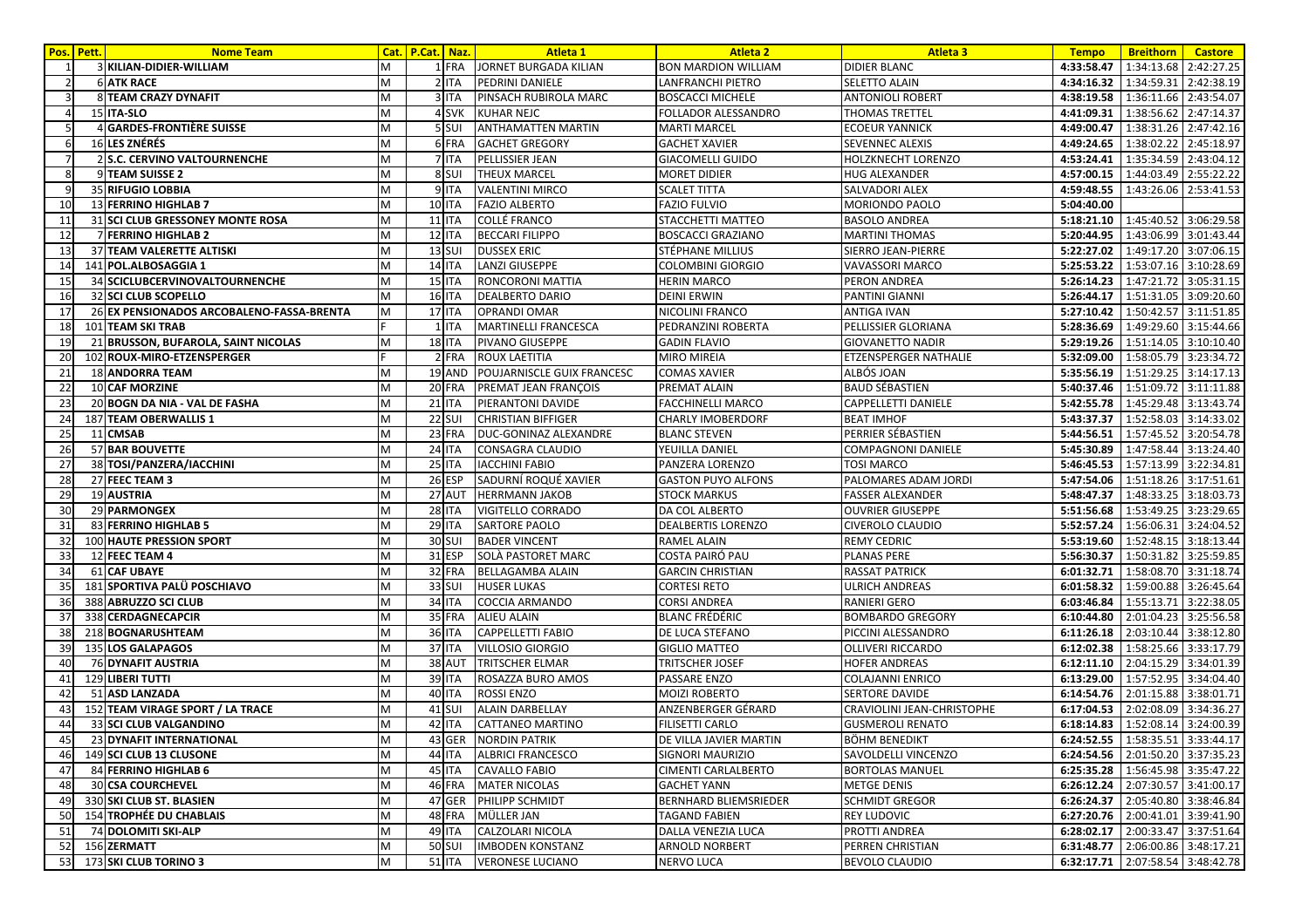| Pos. | Pett. | Nome Team | Cat. | P.Cat. | Naz. | Atleta 1 | Atleta 2 | Atleta 3 | Tempo | Breithorn | Castore |
|---|---|---|---|---|---|---|---|---|---|---|---|
| 1 | 3 | KILIAN-DIDIER-WILLIAM | M | 1 | FRA | JORNET BURGADA KILIAN | BON MARDION WILLIAM | DIDIER BLANC | 4:33:58.47 | 1:34:13.68 | 2:42:27.25 |
| 2 | 6 | ATK RACE | M | 2 | ITA | PEDRINI DANIELE | LANFRANCHI PIETRO | SELETTO ALAIN | 4:34:16.32 | 1:34:59.31 | 2:42:38.19 |
| 3 | 8 | TEAM CRAZY DYNAFIT | M | 3 | ITA | PINSACH RUBIROLA MARC | BOSCACCI MICHELE | ANTONIOLI ROBERT | 4:38:19.58 | 1:36:11.66 | 2:43:54.07 |
| 4 | 15 | ITA-SLO | M | 4 | SVK | KUHAR NEJC | FOLLADOR ALESSANDRO | THOMAS TRETTEL | 4:41:09.31 | 1:38:56.62 | 2:47:14.37 |
| 5 | 4 | GARDES-FRONTIÈRE SUISSE | M | 5 | SUI | ANTHAMATTEN MARTIN | MARTI MARCEL | ECOEUR YANNICK | 4:49:00.47 | 1:38:31.26 | 2:47:42.16 |
| 6 | 16 | LES ZNÉRÉS | M | 6 | FRA | GACHET GREGORY | GACHET XAVIER | SEVENNEC ALEXIS | 4:49:24.65 | 1:38:02.22 | 2:45:18.97 |
| 7 | 2 | S.C. CERVINO VALTOURNENCHE | M | 7 | ITA | PELLISSIER JEAN | GIACOMELLI GUIDO | HOLZKNECHT LORENZO | 4:53:24.41 | 1:35:34.59 | 2:43:04.12 |
| 8 | 9 | TEAM SUISSE 2 | M | 8 | SUI | THEUX MARCEL | MORET DIDIER | HUG ALEXANDER | 4:57:00.15 | 1:44:03.49 | 2:55:22.22 |
| 9 | 35 | RIFUGIO LOBBIA | M | 9 | ITA | VALENTINI MIRCO | SCALET TITTA | SALVADORI ALEX | 4:59:48.55 | 1:43:26.06 | 2:53:41.53 |
| 10 | 13 | FERRINO HIGHLAB 7 | M | 10 | ITA | FAZIO ALBERTO | FAZIO FULVIO | MORIONDO PAOLO | 5:04:40.00 | | |
| 11 | 31 | SCI CLUB GRESSONEY MONTE ROSA | M | 11 | ITA | COLLÉ FRANCO | STACCHETTI MATTEO | BASOLO ANDREA | 5:18:21.10 | 1:45:40.52 | 3:06:29.58 |
| 12 | 7 | FERRINO HIGHLAB 2 | M | 12 | ITA | BECCARI FILIPPO | BOSCACCI GRAZIANO | MARTINI THOMAS | 5:20:44.95 | 1:43:06.99 | 3:01:43.44 |
| 13 | 37 | TEAM VALERETTE ALTISKI | M | 13 | SUI | DUSSEX ERIC | STÉPHANE MILLIUS | SIERRO JEAN-PIERRE | 5:22:27.02 | 1:49:17.20 | 3:07:06.15 |
| 14 | 141 | POL.ALBOSAGGIA 1 | M | 14 | ITA | LANZI GIUSEPPE | COLOMBINI GIORGIO | VAVASSORI MARCO | 5:25:53.22 | 1:53:07.16 | 3:10:28.69 |
| 15 | 34 | SCICLUBCERVINOVALTOURNENCHE | M | 15 | ITA | RONCORONI MATTIA | HERIN MARCO | PERON ANDREA | 5:26:14.23 | 1:47:21.72 | 3:05:31.15 |
| 16 | 32 | SCI CLUB SCOPELLO | M | 16 | ITA | DEALBERTO DARIO | DEINI ERWIN | PANTINI GIANNI | 5:26:44.17 | 1:51:31.05 | 3:09:20.60 |
| 17 | 26 | EX PENSIONADOS ARCOBALENO-FASSA-BRENTA | M | 17 | ITA | OPRANDI OMAR | NICOLINI FRANCO | ANTIGA IVAN | 5:27:10.42 | 1:50:42.57 | 3:11:51.85 |
| 18 | 101 | TEAM SKI TRAB | F | 1 | ITA | MARTINELLI FRANCESCA | PEDRANZINI ROBERTA | PELLISSIER GLORIANA | 5:28:36.69 | 1:49:29.60 | 3:15:44.66 |
| 19 | 21 | BRUSSON, BUFAROLA, SAINT NICOLAS | M | 18 | ITA | PIVANO GIUSEPPE | GADIN FLAVIO | GIOVANETTO NADIR | 5:29:19.26 | 1:51:14.05 | 3:10:10.40 |
| 20 | 102 | ROUX-MIRO-ETZENSPERGER | F | 2 | FRA | ROUX LAETITIA | MIRO MIREIA | ETZENSPERGER NATHALIE | 5:32:09.00 | 1:58:05.79 | 3:23:34.72 |
| 21 | 18 | ANDORRA TEAM | M | 19 | AND | POUJARNISCLE GUIX FRANCESC | COMAS XAVIER | ALBÓS JOAN | 5:35:56.19 | 1:51:29.25 | 3:14:17.13 |
| 22 | 10 | CAF MORZINE | M | 20 | FRA | PREMAT JEAN FRANÇOIS | PREMAT ALAIN | BAUD SÉBASTIEN | 5:40:37.46 | 1:51:09.72 | 3:11:11.88 |
| 23 | 20 | BOGN DA NIA - VAL DE FASHA | M | 21 | ITA | PIERANTONI DAVIDE | FACCHINELLI MARCO | CAPPELLETTI DANIELE | 5:42:55.78 | 1:45:29.48 | 3:13:43.74 |
| 24 | 187 | TEAM OBERWALLIS 1 | M | 22 | SUI | CHRISTIAN BIFFIGER | CHARLY IMOBERDORF | BEAT IMHOF | 5:43:37.37 | 1:52:58.03 | 3:14:33.02 |
| 25 | 11 | CMSAB | M | 23 | FRA | DUC-GONINAZ ALEXANDRE | BLANC STEVEN | PERRIER SÉBASTIEN | 5:44:56.51 | 1:57:45.52 | 3:20:54.78 |
| 26 | 57 | BAR BOUVETTE | M | 24 | ITA | CONSAGRA CLAUDIO | YEUILLA DANIEL | COMPAGNONI DANIELE | 5:45:30.89 | 1:47:58.44 | 3:13:24.40 |
| 27 | 38 | TOSI/PANZERA/IACCHINI | M | 25 | ITA | IACCHINI FABIO | PANZERA LORENZO | TOSI MARCO | 5:46:45.53 | 1:57:13.99 | 3:22:34.81 |
| 28 | 27 | FEEC TEAM 3 | M | 26 | ESP | SADURNÍ ROQUÉ XAVIER | GASTON PUYO ALFONS | PALOMARES ADAM JORDI | 5:47:54.06 | 1:51:18.26 | 3:17:51.61 |
| 29 | 19 | AUSTRIA | M | 27 | AUT | HERRMANN JAKOB | STOCK MARKUS | FASSER ALEXANDER | 5:48:47.37 | 1:48:33.25 | 3:18:03.73 |
| 30 | 29 | PARMONGEX | M | 28 | ITA | VIGITELLO CORRADO | DA COL ALBERTO | OUVRIER GIUSEPPE | 5:51:56.68 | 1:53:49.25 | 3:23:29.65 |
| 31 | 83 | FERRINO HIGHLAB 5 | M | 29 | ITA | SARTORE PAOLO | DEALBERTIS LORENZO | CIVEROLO CLAUDIO | 5:52:57.24 | 1:56:06.31 | 3:24:04.52 |
| 32 | 100 | HAUTE PRESSION SPORT | M | 30 | SUI | BADER VINCENT | RAMEL ALAIN | REMY CEDRIC | 5:53:19.60 | 1:52:48.15 | 3:18:13.44 |
| 33 | 12 | FEEC TEAM 4 | M | 31 | ESP | SOLÀ PASTORET MARC | COSTA PAIRÓ PAU | PLANAS PERE | 5:56:30.37 | 1:50:31.82 | 3:25:59.85 |
| 34 | 61 | CAF UBAYE | M | 32 | FRA | BELLAGAMBA ALAIN | GARCIN CHRISTIAN | RASSAT PATRICK | 6:01:32.71 | 1:58:08.70 | 3:31:18.74 |
| 35 | 181 | SPORTIVA PALÜ POSCHIAVO | M | 33 | SUI | HUSER LUKAS | CORTESI RETO | ULRICH ANDREAS | 6:01:58.32 | 1:59:00.88 | 3:26:45.64 |
| 36 | 388 | ABRUZZO SCI CLUB | M | 34 | ITA | COCCIA ARMANDO | CORSI ANDREA | RANIERI GERO | 6:03:46.84 | 1:55:13.71 | 3:22:38.05 |
| 37 | 338 | CERDAGNECAPCIR | M | 35 | FRA | ALIEU ALAIN | BLANC FRÉDÉRIC | BOMBARDO GREGORY | 6:10:44.80 | 2:01:04.23 | 3:25:56.58 |
| 38 | 218 | BOGNARUSHTEAM | M | 36 | ITA | CAPPELLETTI FABIO | DE LUCA STEFANO | PICCINI ALESSANDRO | 6:11:26.18 | 2:03:10.44 | 3:38:12.80 |
| 39 | 135 | LOS GALAPAGOS | M | 37 | ITA | VILLOSIO GIORGIO | GIGLIO MATTEO | OLLIVERI RICCARDO | 6:12:02.38 | 1:58:25.66 | 3:33:17.79 |
| 40 | 76 | DYNAFIT AUSTRIA | M | 38 | AUT | TRITSCHER ELMAR | TRITSCHER JOSEF | HOFER ANDREAS | 6:12:11.10 | 2:04:15.29 | 3:34:01.39 |
| 41 | 129 | LIBERI TUTTI | M | 39 | ITA | ROSAZZA BURO AMOS | PASSARE ENZO | COLAJANNI ENRICO | 6:13:29.00 | 1:57:52.95 | 3:34:04.40 |
| 42 | 51 | ASD LANZADA | M | 40 | ITA | ROSSI ENZO | MOIZI ROBERTO | SERTORE DAVIDE | 6:14:54.76 | 2:01:15.88 | 3:38:01.71 |
| 43 | 152 | TEAM VIRAGE SPORT / LA TRACE | M | 41 | SUI | ALAIN DARBELLAY | ANZENBERGER GÉRARD | CRAVIOLINI JEAN-CHRISTOPHE | 6:17:04.53 | 2:02:08.09 | 3:34:36.27 |
| 44 | 33 | SCI CLUB VALGANDINO | M | 42 | ITA | CATTANEO MARTINO | FILISETTI CARLO | GUSMEROLI RENATO | 6:18:14.83 | 1:52:08.14 | 3:24:00.39 |
| 45 | 23 | DYNAFIT INTERNATIONAL | M | 43 | GER | NORDIN PATRIK | DE VILLA JAVIER MARTIN | BÖHM BENEDIKT | 6:24:52.55 | 1:58:35.51 | 3:33:44.17 |
| 46 | 149 | SCI CLUB 13 CLUSONE | M | 44 | ITA | ALBRICI FRANCESCO | SIGNORI MAURIZIO | SAVOLDELLI VINCENZO | 6:24:54.56 | 2:01:50.20 | 3:37:35.23 |
| 47 | 84 | FERRINO HIGHLAB 6 | M | 45 | ITA | CAVALLO FABIO | CIMENTI CARLALBERTO | BORTOLAS MANUEL | 6:25:35.28 | 1:56:45.98 | 3:35:47.22 |
| 48 | 30 | CSA COURCHEVEL | M | 46 | FRA | MATER NICOLAS | GACHET YANN | METGE DENIS | 6:26:12.24 | 2:07:30.57 | 3:41:00.17 |
| 49 | 330 | SKI CLUB ST. BLASIEN | M | 47 | GER | PHILIPP SCHMIDT | BERNHARD BLIEMSRIEDER | SCHMIDT GREGOR | 6:26:24.37 | 2:05:40.80 | 3:38:46.84 |
| 50 | 154 | TROPHÉE DU CHABLAIS | M | 48 | FRA | MÜLLER JAN | TAGAND FABIEN | REY LUDOVIC | 6:27:20.76 | 2:00:41.01 | 3:39:41.90 |
| 51 | 74 | DOLOMITI SKI-ALP | M | 49 | ITA | CALZOLARI NICOLA | DALLA VENEZIA LUCA | PROTTI ANDREA | 6:28:02.17 | 2:00:33.47 | 3:37:51.64 |
| 52 | 156 | ZERMATT | M | 50 | SUI | IMBODEN KONSTANZ | ARNOLD NORBERT | PERREN CHRISTIAN | 6:31:48.77 | 2:06:00.86 | 3:48:17.21 |
| 53 | 173 | SKI CLUB TORINO 3 | M | 51 | ITA | VERONESE LUCIANO | NERVO LUCA | BEVOLO CLAUDIO | 6:32:17.71 | 2:07:58.54 | 3:48:42.78 |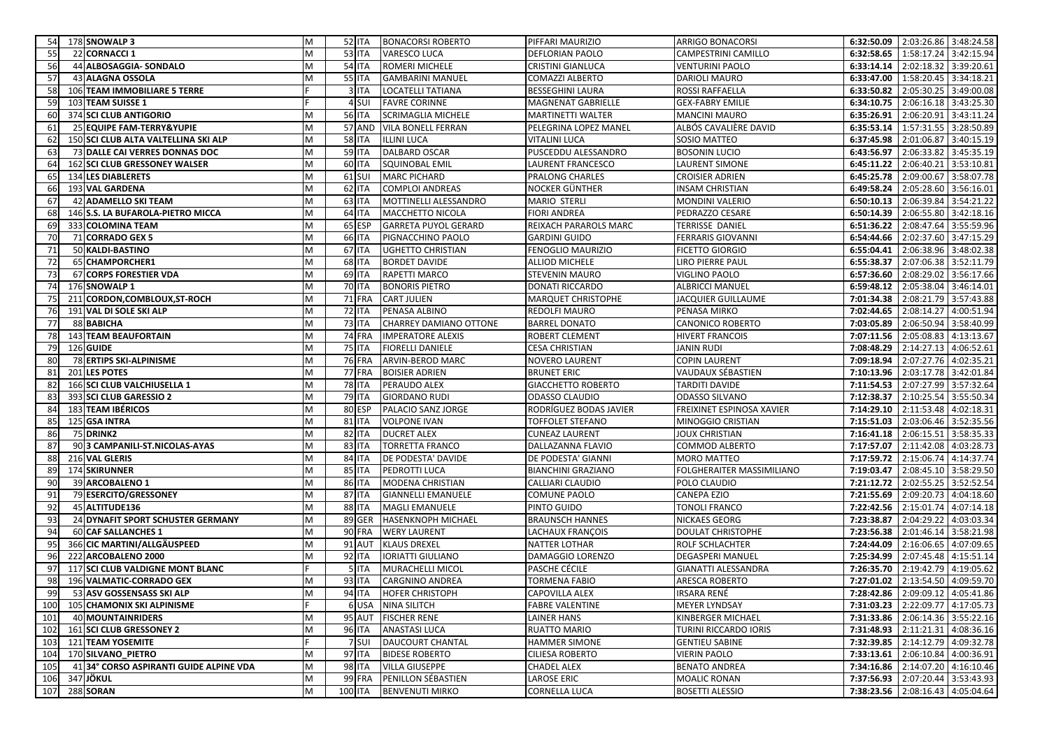| | | | | | | | | | | | |
|---|---|---|---|---|---|---|---|---|---|---|---|
| 54 | 178 | SNOWALP 3 | M | 52 | ITA | BONACORSI ROBERTO | PIFFARI MAURIZIO | ARRIGO BONACORSI | 6:32:50.09 | 2:03:26.86 | 3:48:24.58 |
| 55 | 22 | CORNACCI 1 | M | 53 | ITA | VARESCO LUCA | DEFLORIAN PAOLO | CAMPESTRINI CAMILLO | 6:32:58.65 | 1:58:17.24 | 3:42:15.94 |
| 56 | 44 | ALBOSAGGIA- SONDALO | M | 54 | ITA | ROMERI MICHELE | CRISTINI GIANLUCA | VENTURINI PAOLO | 6:33:14.14 | 2:02:18.32 | 3:39:20.61 |
| 57 | 43 | ALAGNA OSSOLA | M | 55 | ITA | GAMBARINI MANUEL | COMAZZI ALBERTO | DARIOLI MAURO | 6:33:47.00 | 1:58:20.45 | 3:34:18.21 |
| 58 | 106 | TEAM IMMOBILIARE 5 TERRE | F | 3 | ITA | LOCATELLI TATIANA | BESSEGHINI LAURA | ROSSI RAFFAELLA | 6:33:50.82 | 2:05:30.25 | 3:49:00.08 |
| 59 | 103 | TEAM SUISSE 1 | F | 4 | SUI | FAVRE CORINNE | MAGNENAT GABRIELLE | GEX-FABRY EMILIE | 6:34:10.75 | 2:06:16.18 | 3:43:25.30 |
| 60 | 374 | SCI CLUB ANTIGORIO | M | 56 | ITA | SCRIMAGLIA MICHELE | MARTINETTI WALTER | MANCINI MAURO | 6:35:26.91 | 2:06:20.91 | 3:43:11.24 |
| 61 | 25 | EQUIPE FAM-TERRY&YUPIE | M | 57 | AND | VILA BONELL FERRAN | PELEGRINA LOPEZ MANEL | ALBÓS CAVALIÈRE DAVID | 6:35:53.14 | 1:57:31.55 | 3:28:50.89 |
| 62 | 150 | SCI CLUB ALTA VALTELLINA SKI ALP | M | 58 | ITA | ILLINI LUCA | VITALINI LUCA | SOSIO MATTEO | 6:37:45.98 | 2:01:06.87 | 3:40:15.19 |
| 63 | 73 | DALLE CAI VERRES DONNAS DOC | M | 59 | ITA | DALBARD OSCAR | PUSCEDDU ALESSANDRO | BOSONIN LUCIO | 6:43:56.97 | 2:06:33.82 | 3:45:35.19 |
| 64 | 162 | SCI CLUB GRESSONEY WALSER | M | 60 | ITA | SQUINOBAL EMIL | LAURENT FRANCESCO | LAURENT SIMONE | 6:45:11.22 | 2:06:40.21 | 3:53:10.81 |
| 65 | 134 | LES DIABLERETS | M | 61 | SUI | MARC PICHARD | PRALONG CHARLES | CROISIER ADRIEN | 6:45:25.78 | 2:09:00.67 | 3:58:07.78 |
| 66 | 193 | VAL GARDENA | M | 62 | ITA | COMPLOI ANDREAS | NOCKER GÜNTHER | INSAM CHRISTIAN | 6:49:58.24 | 2:05:28.60 | 3:56:16.01 |
| 67 | 42 | ADAMELLO SKI TEAM | M | 63 | ITA | MOTTINELLI ALESSANDRO | MARIO STERLI | MONDINI VALERIO | 6:50:10.13 | 2:06:39.84 | 3:54:21.22 |
| 68 | 146 | S.S. LA BUFAROLA-PIETRO MICCA | M | 64 | ITA | MACCHETTO NICOLA | FIORI ANDREA | PEDRAZZO CESARE | 6:50:14.39 | 2:06:55.80 | 3:42:18.16 |
| 69 | 333 | COLOMINA TEAM | M | 65 | ESP | GARRETA PUYOL GERARD | REIXACH PARAROLS MARC | TERRISSE DANIEL | 6:51:36.22 | 2:08:47.64 | 3:55:59.96 |
| 70 | 71 | CORRADO GEX 5 | M | 66 | ITA | PIGNACCHINO PAOLO | GARDINI GUIDO | FERRARIS GIOVANNI | 6:54:44.66 | 2:02:37.60 | 3:47:15.29 |
| 71 | 50 | KALDI-BASTINO | M | 67 | ITA | UGHETTO CHRISTIAN | FENOGLIO MAURIZIO | FICETTO GIORGIO | 6:55:04.41 | 2:06:38.96 | 3:48:02.38 |
| 72 | 65 | CHAMPORCHER1 | M | 68 | ITA | BORDET DAVIDE | ALLIOD MICHELE | LIRO PIERRE PAUL | 6:55:38.37 | 2:07:06.38 | 3:52:11.79 |
| 73 | 67 | CORPS FORESTIER VDA | M | 69 | ITA | RAPETTI MARCO | STEVENIN MAURO | VIGLINO PAOLO | 6:57:36.60 | 2:08:29.02 | 3:56:17.66 |
| 74 | 176 | SNOWALP 1 | M | 70 | ITA | BONORIS PIETRO | DONATI RICCARDO | ALBRICCI MANUEL | 6:59:48.12 | 2:05:38.04 | 3:46:14.01 |
| 75 | 211 | CORDON,COMBLOUX,ST-ROCH | M | 71 | FRA | CART JULIEN | MARQUET CHRISTOPHE | JACQUIER GUILLAUME | 7:01:34.38 | 2:08:21.79 | 3:57:43.88 |
| 76 | 191 | VAL DI SOLE SKI ALP | M | 72 | ITA | PENASA ALBINO | REDOLFI MAURO | PENASA MIRKO | 7:02:44.65 | 2:08:14.27 | 4:00:51.94 |
| 77 | 88 | BABICHA | M | 73 | ITA | CHARREY DAMIANO OTTONE | BARREL DONATO | CANONICO ROBERTO | 7:03:05.89 | 2:06:50.94 | 3:58:40.99 |
| 78 | 143 | TEAM BEAUFORTAIN | M | 74 | FRA | IMPERATORE ALEXIS | ROBERT CLEMENT | HIVERT FRANCOIS | 7:07:11.56 | 2:05:08.83 | 4:13:13.67 |
| 79 | 126 | GUIDE | M | 75 | ITA | FIORELLI DANIELE | CESA CHRISTIAN | JANIN RUDI | 7:08:48.29 | 2:14:27.13 | 4:06:52.61 |
| 80 | 78 | ERTIPS SKI-ALPINISME | M | 76 | FRA | ARVIN-BEROD MARC | NOVERO LAURENT | COPIN LAURENT | 7:09:18.94 | 2:07:27.76 | 4:02:35.21 |
| 81 | 201 | LES POTES | M | 77 | FRA | BOISIER ADRIEN | BRUNET ERIC | VAUDAUX SÉBASTIEN | 7:10:13.96 | 2:03:17.78 | 3:42:01.84 |
| 82 | 166 | SCI CLUB VALCHIUSELLA 1 | M | 78 | ITA | PERAUDO ALEX | GIACCHETTO ROBERTO | TARDITI DAVIDE | 7:11:54.53 | 2:07:27.99 | 3:57:32.64 |
| 83 | 393 | SCI CLUB GARESSIO 2 | M | 79 | ITA | GIORDANO RUDI | ODASSO CLAUDIO | ODASSO SILVANO | 7:12:38.37 | 2:10:25.54 | 3:55:50.34 |
| 84 | 183 | TEAM IBÉRICOS | M | 80 | ESP | PALACIO SANZ JORGE | RODRÍGUEZ BODAS JAVIER | FREIXINET ESPINOSA XAVIER | 7:14:29.10 | 2:11:53.48 | 4:02:18.31 |
| 85 | 125 | GSA INTRA | M | 81 | ITA | VOLPONE IVAN | TOFFOLET STEFANO | MINOGGIO CRISTIAN | 7:15:51.03 | 2:03:06.46 | 3:52:35.56 |
| 86 | 75 | DRINK2 | M | 82 | ITA | DUCRET ALEX | CUNEAZ LAURENT | JOUX CHRISTIAN | 7:16:41.18 | 2:06:15.51 | 3:58:35.33 |
| 87 | 90 | 3 CAMPANILI-ST.NICOLAS-AYAS | M | 83 | ITA | TORRETTA FRANCO | DALLAZANNA FLAVIO | COMMOD ALBERTO | 7:17:57.07 | 2:11:42.08 | 4:03:28.73 |
| 88 | 216 | VAL GLERIS | M | 84 | ITA | DE PODESTA' DAVIDE | DE PODESTA' GIANNI | MORO MATTEO | 7:17:59.72 | 2:15:06.74 | 4:14:37.74 |
| 89 | 174 | SKIRUNNER | M | 85 | ITA | PEDROTTI LUCA | BIANCHINI GRAZIANO | FOLGHERAITER MASSIMILIANO | 7:19:03.47 | 2:08:45.10 | 3:58:29.50 |
| 90 | 39 | ARCOBALENO 1 | M | 86 | ITA | MODENA CHRISTIAN | CALLIARI CLAUDIO | POLO CLAUDIO | 7:21:12.72 | 2:02:55.25 | 3:52:52.54 |
| 91 | 79 | ESERCITO/GRESSONEY | M | 87 | ITA | GIANNELLI EMANUELE | COMUNE PAOLO | CANEPA EZIO | 7:21:55.69 | 2:09:20.73 | 4:04:18.60 |
| 92 | 45 | ALTITUDE136 | M | 88 | ITA | MAGLI EMANUELE | PINTO GUIDO | TONOLI FRANCO | 7:22:42.56 | 2:15:01.74 | 4:07:14.18 |
| 93 | 24 | DYNAFIT SPORT SCHUSTER GERMANY | M | 89 | GER | HASENKNOPH MICHAEL | BRAUNSCH HANNES | NICKAES GEORG | 7:23:38.87 | 2:04:29.22 | 4:03:03.34 |
| 94 | 60 | CAF SALLANCHES 1 | M | 90 | FRA | WERY LAURENT | LACHAUX FRANÇOIS | DOULAT CHRISTOPHE | 7:23:56.38 | 2:01:46.14 | 3:58:21.98 |
| 95 | 366 | CIC MARTINI/ALLGÄUSPEED | M | 91 | AUT | KLAUS DREXEL | NATTER LOTHAR | ROLF SCHLACHTER | 7:24:44.09 | 2:16:06.65 | 4:07:09.65 |
| 96 | 222 | ARCOBALENO 2000 | M | 92 | ITA | IORIATTI GIULIANO | DAMAGGIO LORENZO | DEGASPERI MANUEL | 7:25:34.99 | 2:07:45.48 | 4:15:51.14 |
| 97 | 117 | SCI CLUB VALDIGNE MONT BLANC | F | 5 | ITA | MURACHELLI MICOL | PASCHE CÉCILE | GIANATTI ALESSANDRA | 7:26:35.70 | 2:19:42.79 | 4:19:05.62 |
| 98 | 196 | VALMATIC-CORRADO GEX | M | 93 | ITA | CARGNINO ANDREA | TORMENA FABIO | ARESCA ROBERTO | 7:27:01.02 | 2:13:54.50 | 4:09:59.70 |
| 99 | 53 | ASV GOSSENSASS SKI ALP | M | 94 | ITA | HOFER CHRISTOPH | CAPOVILLA ALEX | IRSARA RENÉ | 7:28:42.86 | 2:09:09.12 | 4:05:41.86 |
| 100 | 105 | CHAMONIX SKI ALPINISME | F | 6 | USA | NINA SILITCH | FABRE VALENTINE | MEYER LYNDSAY | 7:31:03.23 | 2:22:09.77 | 4:17:05.73 |
| 101 | 40 | MOUNTAINRIDERS | M | 95 | AUT | FISCHER RENE | LAINER HANS | KINBERGER MICHAEL | 7:31:33.86 | 2:06:14.36 | 3:55:22.16 |
| 102 | 161 | SCI CLUB GRESSONEY 2 | M | 96 | ITA | ANASTASI LUCA | RUATTO MARIO | TURINI RICCARDO IORIS | 7:31:48.93 | 2:11:21.31 | 4:08:36.16 |
| 103 | 121 | TEAM YOSEMITE | F | 7 | SUI | DAUCOURT CHANTAL | HAMMER SIMONE | GENTIEU SABINE | 7:32:39.85 | 2:14:12.79 | 4:09:32.78 |
| 104 | 170 | SILVANO_PIETRO | M | 97 | ITA | BIDESE ROBERTO | CILIESA ROBERTO | VIERIN PAOLO | 7:33:13.61 | 2:06:10.84 | 4:00:36.91 |
| 105 | 41 | 34° CORSO ASPIRANTI GUIDE ALPINE VDA | M | 98 | ITA | VILLA GIUSEPPE | CHADEL ALEX | BENATO ANDREA | 7:34:16.86 | 2:14:07.20 | 4:16:10.46 |
| 106 | 347 | JÖKUL | M | 99 | FRA | PENILLON SÉBASTIEN | LAROSE ERIC | MOALIC RONAN | 7:37:56.93 | 2:07:20.44 | 3:53:43.93 |
| 107 | 288 | SORAN | M | 100 | ITA | BENVENUTI MIRKO | CORNELLA LUCA | BOSETTI ALESSIO | 7:38:23.56 | 2:08:16.43 | 4:05:04.64 |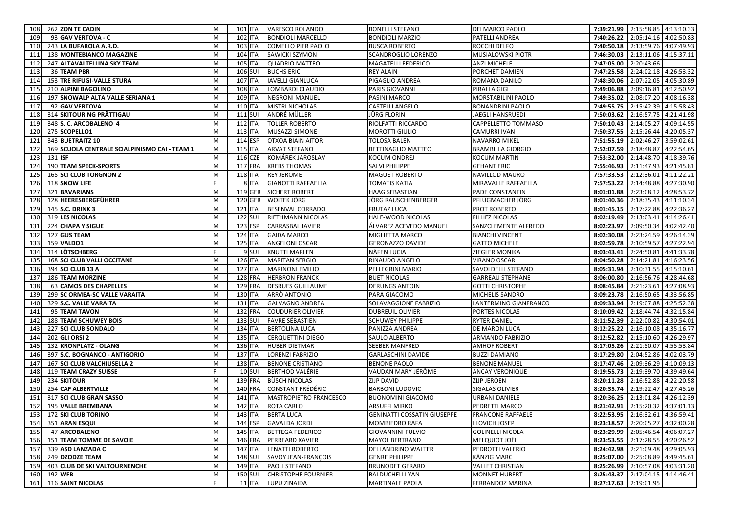| | | | | | | | | | | | |
|---|---|---|---|---|---|---|---|---|---|---|---|
| 108 | 262 | ZON TE CADIN | M | 101 | ITA | VARESCO ROLANDO | BONELLI STEFANO | DELMARCO PAOLO | 7:39:21.99 | 2:15:58.85 | 4:13:10.33 |
| 109 | 93 | GAV VERTOVA - C | M | 102 | ITA | BONDIOLI MARCELLO | BONDIOLI MARZIO | PATELLI ANDREA | 7:40:26.22 | 2:05:14.16 | 4:02:50.83 |
| 110 | 243 | LA BUFAROLA A.R.D. | M | 103 | ITA | COMELLO PIER PAOLO | BUSCA ROBERTO | ROCCHI DELFO | 7:40:50.18 | 2:13:59.76 | 4:07:49.93 |
| 111 | 138 | MONTEBIANCO MAGAZINE | M | 104 | ITA | SAWICKI SZYMON | SCANDROGLIO LORENZO | MUSIALOWSKI PIOTR | 7:46:30.03 | 2:13:11.06 | 4:15:37.11 |
| 112 | 247 | ALTAVALTELLINA SKY TEAM | M | 105 | ITA | QUADRIO MATTEO | MAGATELLI FEDERICO | ANZI MICHELE | 7:47:05.00 | 2:20:43.66 | |
| 113 | 36 | TEAM PBR | M | 106 | SUI | BUCHS ERIC | REY ALAIN | PORCHET DAMIEN | 7:47:25.58 | 2:24:02.18 | 4:26:53.32 |
| 114 | 153 | TRE RIFUGI-VALLE STURA | M | 107 | ITA | IAVELLI GIANLUCA | PIGAGLIO ANDREA | ROMANA DANILO | 7:48:30.06 | 2:07:22.05 | 4:05:30.89 |
| 115 | 210 | ALPINI BAGOLINO | M | 108 | ITA | LOMBARDI CLAUDIO | PARIS GIOVANNI | PIRALLA GIGI | 7:49:06.88 | 2:09:16.81 | 4:12:50.92 |
| 116 | 197 | SNOWALP ALTA VALLE SERIANA 1 | M | 109 | ITA | NEGRONI MANUEL | PASINI MARCO | MORSTABILINI PAOLO | 7:49:35.02 | 2:08:07.20 | 4:08:16.38 |
| 117 | 92 | GAV VERTOVA | M | 110 | ITA | MISTRI NICHOLAS | CASTELLI ANGELO | BONANDRINI PAOLO | 7:49:55.75 | 2:15:42.39 | 4:15:58.43 |
| 118 | 314 | SKITOURING PRÄTTIGAU | M | 111 | SUI | ANDRÉ MÜLLER | JÜRG FLORIN | JAEGLI HANSRUEDI | 7:50:03.62 | 2:16:57.75 | 4:21:41.98 |
| 119 | 348 | S. C. ARCOBALENO 4 | M | 112 | ITA | TOLLER ROBERTO | RIOLFATTI RICCARDO | CAPPELLETTO TOMMASO | 7:50:10.43 | 2:14:05.27 | 4:09:14.55 |
| 120 | 275 | SCOPELLO1 | M | 113 | ITA | MUSAZZI SIMONE | MOROTTI GIULIO | CAMURRI IVAN | 7:50:37.55 | 2:15:26.44 | 4:20:05.37 |
| 121 | 343 | BUETRAITZ 10 | M | 114 | ESP | OTXOA BIAIN AITOR | TOLOSA BALEN | NAVARRO MIKEL | 7:51:55.19 | 2:02:46.27 | 3:59:02.61 |
| 122 | 169 | SCUOLA CENTRALE SCIALPINISMO CAI - TEAM 1 | M | 115 | ITA | ARVAT STEFANO | BETTINAGLIO MATTEO | BRAMBILLA GIORGIO | 7:52:07.59 | 2:18:48.87 | 4:22:54.65 |
| 123 | 131 | ISF | M | 116 | CZE | KOMÁREK JAROSLAV | KOCUM ONDREJ | KOCUM MARTIN | 7:53:32.00 | 2:14:48.70 | 4:18:39.76 |
| 124 | 190 | TEAM SPECK-SPORTS | M | 117 | FRA | KREBS THOMAS | SALVI PHILIPPE | GEHANT ERIC | 7:55:46.93 | 2:11:47.93 | 4:21:45.81 |
| 125 | 165 | SCI CLUB TORGNON 2 | M | 118 | ITA | REY JEROME | MAGUET ROBERTO | NAVILLOD MAURO | 7:57:33.53 | 2:12:36.01 | 4:11:22.21 |
| 126 | 118 | SNOW LIFE | F | 8 | ITA | GIANOTTI RAFFAELLA | TOMATIS KATIA | MIRAVALLE RAFFAELLA | 7:57:53.22 | 2:14:48.88 | 4:27:30.90 |
| 127 | 321 | BAVARIANS | M | 119 | GER | SICHERT ROBERT | HAAG SEBASTIAN | PADE CONSTANTIN | 8:01:01.88 | 2:23:08.12 | 4:28:53.72 |
| 128 | 128 | HEERESBERGFÜHRER | M | 120 | GER | WOITEK JÖRG | JÖRG RAUSCHENBERGER | PFLUGMACHER JÖRG | 8:01:40.36 | 2:18:35.43 | 4:11:10.34 |
| 129 | 145 | S.C. DRINK 3 | M | 121 | ITA | BESENVAL CORRADO | FRUTAZ LUCA | PROT ROBERTO | 8:01:45.15 | 2:17:22.88 | 4:22:36.27 |
| 130 | 319 | LES NICOLAS | M | 122 | SUI | RIETHMANN NICOLAS | HALE-WOOD NICOLAS | FILLIEZ NICOLAS | 8:02:19.49 | 2:13:03.41 | 4:14:26.41 |
| 131 | 224 | CHAPA Y SIGUE | M | 123 | ESP | CARRASBAL JAVIER | ÁLVAREZ ACEVEDO MANUEL | SANZCLEMENTE ALFREDO | 8:02:23.97 | 2:09:50.34 | 4:02:42.40 |
| 132 | 127 | GUS TEAM | M | 124 | ITA | GAIDA MARCO | MIGLIETTA MARCO | BIANCHI VINCENT | 8:02:30.08 | 2:23:24.59 | 4:26:14.39 |
| 133 | 159 | VALDO1 | M | 125 | ITA | ANGELONI OSCAR | GERONAZZO DAVIDE | GATTO MICHELE | 8:02:59.78 | 2:10:59.57 | 4:27:22.94 |
| 134 | 114 | LÖTSCHBERG | F | 9 | SUI | KNUTTI MARLEN | NÄFEN LUCIA | ZIEGLER MONIKA | 8:03:43.41 | 2:24:50.81 | 4:41:33.78 |
| 135 | 168 | SCI CLUB VALLI OCCITANE | M | 126 | ITA | MARITAN SERGIO | RINAUDO ANGELO | VIRANO OSCAR | 8:04:50.28 | 2:14:21.81 | 4:16:23.56 |
| 136 | 394 | SCI CLUB 13 A | M | 127 | ITA | MARINONI EMILIO | PELLEGRINI MARIO | SAVOLDELLI STEFANO | 8:05:31.94 | 2:10:31.55 | 4:15:10.61 |
| 137 | 186 | TEAM MORZINE | M | 128 | FRA | HERBRON FRANCK | BUET NICOLAS | GARREAU STEPHANE | 8:06:00.80 | 2:16:56.76 | 4:28:44.68 |
| 138 | 63 | CAMOS DES CHAPELLES | M | 129 | FRA | DESRUES GUILLAUME | DERUNGS ANTOIN | GOTTI CHRISTOPHE | 8:08:45.84 | 2:21:23.61 | 4:27:08.93 |
| 139 | 299 | SC ORMEA-SC VALLE VARAITA | M | 130 | ITA | ARRÒ ANTONIO | PARA GIACOMO | MICHELIS SANDRO | 8:09:23.78 | 2:16:50.65 | 4:33:56.85 |
| 140 | 329 | S.C. VALLE VARAITA | M | 131 | ITA | GALVAGNO ANDREA | SOLAVAGGIONE FABRIZIO | LANTERMINO GIANFRANCO | 8:09:33.94 | 2:19:07.88 | 4:25:52.38 |
| 141 | 95 | TEAM TAVON | M | 132 | FRA | COUDURIER OLIVIER | DUBREUIL OLIVIER | PORTES NICOLAS | 8:10:09.42 | 2:18:44.74 | 4:32:15.84 |
| 142 | 188 | TEAM SCHUWEY BOIS | M | 133 | SUI | FAVRE SÉBASTIEN | SCHUWEY PHILIPPE | RYTER DANIEL | 8:11:52.39 | 2:22:00.82 | 4:30:54.01 |
| 143 | 227 | SCI CLUB SONDALO | M | 134 | ITA | BERTOLINA LUCA | PANIZZA ANDREA | DE MARON LUCA | 8:12:25.22 | 2:16:10.08 | 4:35:16.77 |
| 144 | 202 | GLI ORSI 2 | M | 135 | ITA | CERQUETTINI DIEGO | SAULO ALBERTO | ARMANDO FABRIZIO | 8:12:52.82 | 2:15:10.60 | 4:26:29.97 |
| 145 | 132 | KRONPLATZ - OLANG | M | 136 | ITA | HUBER DIETMAR | SEEBER MANFRED | AMHOF ROBERT | 8:17:05.26 | 2:21:50.07 | 4:55:53.84 |
| 146 | 397 | S.C. BOGNANCO - ANTIGORIO | M | 137 | ITA | LORENZI FABRIZIO | GARLASCHINI DAVIDE | BUZZI DAMIANO | 8:17:29.80 | 2:04:52.86 | 4:02:03.79 |
| 147 | 167 | SCI CLUB VALCHIUSELLA 2 | M | 138 | ITA | BENONE CRISTIANO | BENONE PAOLO | BENONE MANUEL | 8:17:47.46 | 2:09:36.29 | 4:10:09.13 |
| 148 | 119 | TEAM CRAZY SUISSE | F | 10 | SUI | BERTHOD VALÉRIE | VAUDAN MARY-JÉRÔME | ANCAY VERONIQUE | 8:19:55.73 | 2:19:39.70 | 4:39:49.64 |
| 149 | 234 | SKITOUR | M | 139 | FRA | BÜSCH NICOLAS | ZIJP DAVID | ZIJP JEROEN | 8:20:11.28 | 2:16:52.88 | 4:22:20.58 |
| 150 | 254 | CAF ALBERTVILLE | M | 140 | FRA | CONSTANT FRÉDÉRIC | BARBONI LUDOVIC | SIGALAS OLIVIER | 8:20:35.74 | 2:19:22.47 | 4:27:45.26 |
| 151 | 317 | SCI CLUB GRAN SASSO | M | 141 | ITA | MASTROPIETRO FRANCESCO | BUONOMINI GIACOMO | URBANI DANIELE | 8:20:36.25 | 2:13:01.84 | 4:26:12.39 |
| 152 | 195 | VALLE BREMBANA | M | 142 | ITA | ROTA CARLO | ARSUFFI MIRKO | PEDRETTI MARCO | 8:21:42.91 | 2:15:20.32 | 4:37:01.13 |
| 153 | 172 | SKI CLUB TORINO | M | 143 | ITA | BERTA LUCA | GENINATTI COSSATIN GIUSEPPE | FRANCONE RAFFAELE | 8:22:53.95 | 2:16:32.61 | 4:36:59.41 |
| 154 | 351 | ARAN ESQUI | M | 144 | ESP | GAVALDA JORDI | MOMBIEDRO RAFA | LLOVICH JOSEP | 8:23:18.57 | 2:20:05.27 | 4:32:00.28 |
| 155 | 47 | ARCOBALENO | M | 145 | ITA | BETTEGA FEDERICO | GIOVANNINI FULVIO | GOLINELLI NICOLA | 8:23:29.99 | 2:05:46.54 | 4:06:07.27 |
| 156 | 151 | TEAM TOMME DE SAVOIE | M | 146 | FRA | PERREARD XAVIER | MAYOL BERTRAND | MELQUIOT JOËL | 8:23:53.55 | 2:17:28.55 | 4:20:26.52 |
| 157 | 339 | ASD LANZADA C | M | 147 | ITA | LENATTI ROBERTO | DELLANDRINO WALTER | PEDROTTI VALERIO | 8:24:42.98 | 2:21:09.48 | 4:29:05.93 |
| 158 | 249 | DZODZE TEAM | M | 148 | SUI | SAVOY JEAN-FRANÇOIS | GENRE PHILIPPE | KÄNZIG MARC | 8:25:07.00 | 2:25:08.89 | 4:49:45.61 |
| 159 | 403 | CLUB DE SKI VALTOURNENCHE | M | 149 | ITA | PAOLI STEFANO | BRUNODET GERARD | VALLET CHRISTIAN | 8:25:26.99 | 2:10:57.08 | 4:03:31.20 |
| 160 | 192 | WFB | M | 150 | SUI | CHRISTOPHE FOURNIER | BALDUCHELLI YAN | MONNET HUBERT | 8:25:43.37 | 2:17:04.15 | 4:14:46.41 |
| 161 | 116 | SAINT NICOLAS | F | 11 | ITA | LUPU ZINAIDA | MARTINALE PAOLA | FERRANDOZ MARINA | 8:27:17.63 | 2:19:01.95 | |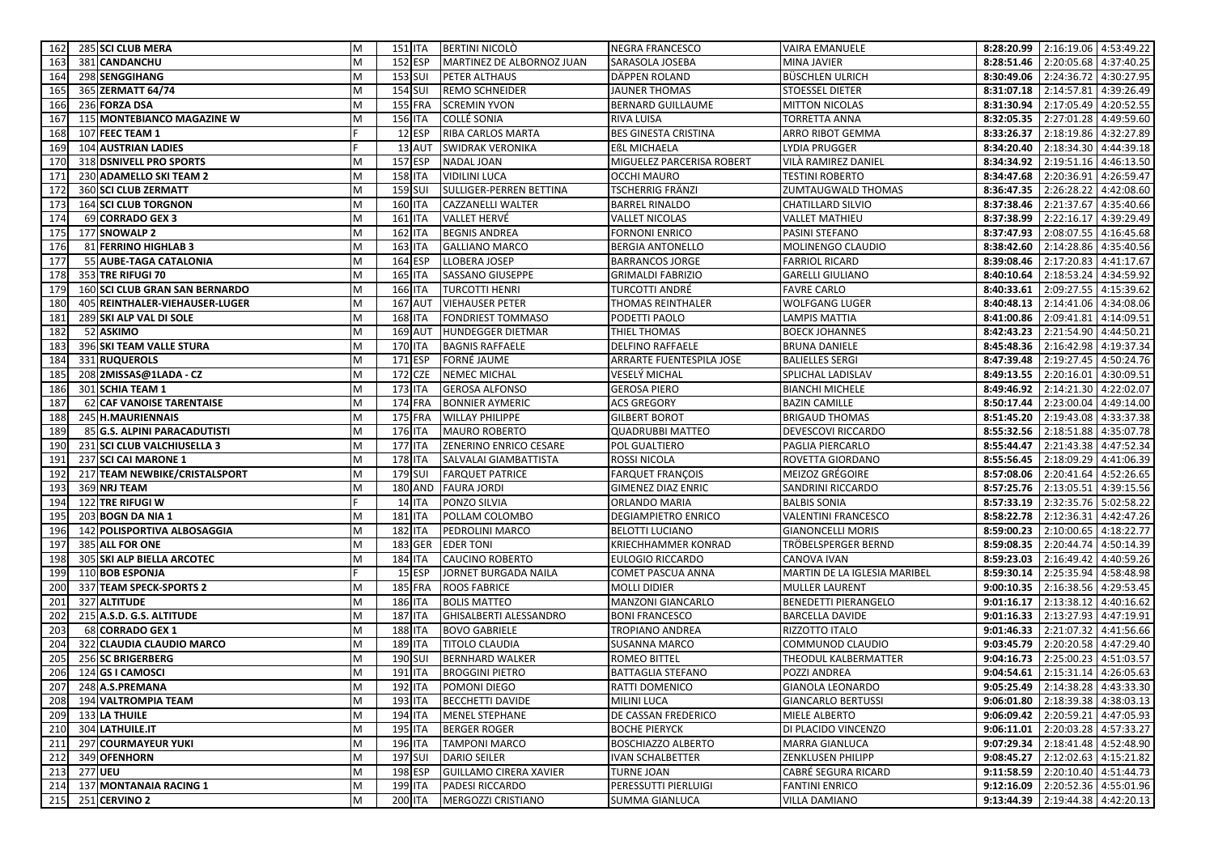| | | | | | | | | | | | |
|---|---|---|---|---|---|---|---|---|---|---|---|
| 162 | 285 | SCI CLUB MERA | M | 151 | ITA | BERTINI NICOLÒ | NEGRA FRANCESCO | VAIRA EMANUELE | 8:28:20.99 | 2:16:19.06 | 4:53:49.22 |
| 163 | 381 | CANDANCHU | M | 152 | ESP | MARTINEZ DE ALBORNOZ JUAN | SARASOLA JOSEBA | MINA JAVIER | 8:28:51.46 | 2:20:05.68 | 4:37:40.25 |
| 164 | 298 | SENGGIHANG | M | 153 | SUI | PETER ALTHAUS | DÄPPEN ROLAND | BÜSCHLEN ULRICH | 8:30:49.06 | 2:24:36.72 | 4:30:27.95 |
| 165 | 365 | ZERMATT 64/74 | M | 154 | SUI | REMO SCHNEIDER | JAUNER THOMAS | STOESSEL DIETER | 8:31:07.18 | 2:14:57.81 | 4:39:26.49 |
| 166 | 236 | FORZA DSA | M | 155 | FRA | SCREMIN YVON | BERNARD GUILLAUME | MITTON NICOLAS | 8:31:30.94 | 2:17:05.49 | 4:20:52.55 |
| 167 | 115 | MONTEBIANCO MAGAZINE W | M | 156 | ITA | COLLÉ SONIA | RIVA LUISA | TORRETTA ANNA | 8:32:05.35 | 2:27:01.28 | 4:49:59.60 |
| 168 | 107 | FEEC TEAM 1 | F | 12 | ESP | RIBA CARLOS MARTA | BES GINESTA CRISTINA | ARRO RIBOT GEMMA | 8:33:26.37 | 2:18:19.86 | 4:32:27.89 |
| 169 | 104 | AUSTRIAN LADIES | F | 13 | AUT | SWIDRAK VERONIKA | EßL MICHAELA | LYDIA PRUGGER | 8:34:20.40 | 2:18:34.30 | 4:44:39.18 |
| 170 | 318 | DSNIVELL PRO SPORTS | M | 157 | ESP | NADAL JOAN | MIGUELEZ PARCERISA ROBERT | VILÀ RAMIREZ DANIEL | 8:34:34.92 | 2:19:51.16 | 4:46:13.50 |
| 171 | 230 | ADAMELLO SKI TEAM 2 | M | 158 | ITA | VIDILINI LUCA | OCCHI MAURO | TESTINI ROBERTO | 8:34:47.68 | 2:20:36.91 | 4:26:59.47 |
| 172 | 360 | SCI CLUB ZERMATT | M | 159 | SUI | SULLIGER-PERREN BETTINA | TSCHERRIG FRÄNZI | ZUMTAUGWALD THOMAS | 8:36:47.35 | 2:26:28.22 | 4:42:08.60 |
| 173 | 164 | SCI CLUB TORGNON | M | 160 | ITA | CAZZANELLI WALTER | BARREL RINALDO | CHATILLARD SILVIO | 8:37:38.46 | 2:21:37.67 | 4:35:40.66 |
| 174 | 69 | CORRADO GEX 3 | M | 161 | ITA | VALLET HERVÉ | VALLET NICOLAS | VALLET MATHIEU | 8:37:38.99 | 2:22:16.17 | 4:39:29.49 |
| 175 | 177 | SNOWALP 2 | M | 162 | ITA | BEGNIS ANDREA | FORNONI ENRICO | PASINI STEFANO | 8:37:47.93 | 2:08:07.55 | 4:16:45.68 |
| 176 | 81 | FERRINO HIGHLAB 3 | M | 163 | ITA | GALLIANO MARCO | BERGIA ANTONELLO | MOLINENGO CLAUDIO | 8:38:42.60 | 2:14:28.86 | 4:35:40.56 |
| 177 | 55 | AUBE-TAGA CATALONIA | M | 164 | ESP | LLOBERA JOSEP | BARRANCOS JORGE | FARRIOL RICARD | 8:39:08.46 | 2:17:20.83 | 4:41:17.67 |
| 178 | 353 | TRE RIFUGI 70 | M | 165 | ITA | SASSANO GIUSEPPE | GRIMALDI FABRIZIO | GARELLI GIULIANO | 8:40:10.64 | 2:18:53.24 | 4:34:59.92 |
| 179 | 160 | SCI CLUB GRAN SAN BERNARDO | M | 166 | ITA | TURCOTTI HENRI | TURCOTTI ANDRÉ | FAVRE CARLO | 8:40:33.61 | 2:09:27.55 | 4:15:39.62 |
| 180 | 405 | REINTHALER-VIEHAUSER-LUGER | M | 167 | AUT | VIEHAUSER PETER | THOMAS REINTHALER | WOLFGANG LUGER | 8:40:48.13 | 2:14:41.06 | 4:34:08.06 |
| 181 | 289 | SKI ALP VAL DI SOLE | M | 168 | ITA | FONDRIEST TOMMASO | PODETTI PAOLO | LAMPIS MATTIA | 8:41:00.86 | 2:09:41.81 | 4:14:09.51 |
| 182 | 52 | ASKIMO | M | 169 | AUT | HUNDEGGER DIETMAR | THIEL THOMAS | BOECK JOHANNES | 8:42:43.23 | 2:21:54.90 | 4:44:50.21 |
| 183 | 396 | SKI TEAM VALLE STURA | M | 170 | ITA | BAGNIS RAFFAELE | DELFINO RAFFAELE | BRUNA DANIELE | 8:45:48.36 | 2:16:42.98 | 4:19:37.34 |
| 184 | 331 | RUQUEROLS | M | 171 | ESP | FORNÉ JAUME | ARRARTE FUENTESPILA JOSE | BALIELLES SERGI | 8:47:39.48 | 2:19:27.45 | 4:50:24.76 |
| 185 | 208 | 2MISSAS@1LADA - CZ | M | 172 | CZE | NEMEC MICHAL | VESELÝ MICHAL | SPLICHAL LADISLAV | 8:49:13.55 | 2:20:16.01 | 4:30:09.51 |
| 186 | 301 | SCHIA TEAM 1 | M | 173 | ITA | GEROSA ALFONSO | GEROSA PIERO | BIANCHI MICHELE | 8:49:46.92 | 2:14:21.30 | 4:22:02.07 |
| 187 | 62 | CAF VANOISE TARENTAISE | M | 174 | FRA | BONNIER AYMERIC | ACS GREGORY | BAZIN CAMILLE | 8:50:17.44 | 2:23:00.04 | 4:49:14.00 |
| 188 | 245 | H.MAURIENNAIS | M | 175 | FRA | WILLAY PHILIPPE | GILBERT BOROT | BRIGAUD THOMAS | 8:51:45.20 | 2:19:43.08 | 4:33:37.38 |
| 189 | 85 | G.S. ALPINI PARACADUTISTI | M | 176 | ITA | MAURO ROBERTO | QUADRUBBI MATTEO | DEVESCOVI RICCARDO | 8:55:32.56 | 2:18:51.88 | 4:35:07.78 |
| 190 | 231 | SCI CLUB VALCHIUSELLA 3 | M | 177 | ITA | ZENERINO ENRICO CESARE | POL GUALTIERO | PAGLIA PIERCARLO | 8:55:44.47 | 2:21:43.38 | 4:47:52.34 |
| 191 | 237 | SCI CAI MARONE 1 | M | 178 | ITA | SALVALAI GIAMBATTISTA | ROSSI NICOLA | ROVETTA GIORDANO | 8:55:56.45 | 2:18:09.29 | 4:41:06.39 |
| 192 | 217 | TEAM NEWBIKE/CRISTALSPORT | M | 179 | SUI | FARQUET PATRICE | FARQUET FRANÇOIS | MEIZOZ GRÉGOIRE | 8:57:08.06 | 2:20:41.64 | 4:52:26.65 |
| 193 | 369 | NRJ TEAM | M | 180 | AND | FAURA JORDI | GIMENEZ DIAZ ENRIC | SANDRINI RICCARDO | 8:57:25.76 | 2:13:05.51 | 4:39:15.56 |
| 194 | 122 | TRE RIFUGI W | F | 14 | ITA | PONZO SILVIA | ORLANDO MARIA | BALBIS SONIA | 8:57:33.19 | 2:32:35.76 | 5:02:58.22 |
| 195 | 203 | BOGN DA NIA 1 | M | 181 | ITA | POLLAM COLOMBO | DEGIAMPIETRO ENRICO | VALENTINI FRANCESCO | 8:58:22.78 | 2:12:36.31 | 4:42:47.26 |
| 196 | 142 | POLISPORTIVA ALBOSAGGIA | M | 182 | ITA | PEDROLINI MARCO | BELOTTI LUCIANO | GIANONCELLI MORIS | 8:59:00.23 | 2:10:00.65 | 4:18:22.77 |
| 197 | 385 | ALL FOR ONE | M | 183 | GER | EDER TONI | KRIECHHAMMER KONRAD | TRÖBELSPERGER BERND | 8:59:08.35 | 2:20:44.74 | 4:50:14.39 |
| 198 | 305 | SKI ALP BIELLA ARCOTEC | M | 184 | ITA | CAUCINO ROBERTO | EULOGIO RICCARDO | CANOVA IVAN | 8:59:23.03 | 2:16:49.42 | 4:40:59.26 |
| 199 | 110 | BOB ESPONJA | F | 15 | ESP | JORNET BURGADA NAILA | COMET PASCUA ANNA | MARTIN DE LA IGLESIA MARIBEL | 8:59:30.14 | 2:25:35.94 | 4:58:48.98 |
| 200 | 337 | TEAM SPECK-SPORTS 2 | M | 185 | FRA | ROOS FABRICE | MOLLI DIDIER | MULLER LAURENT | 9:00:10.35 | 2:16:38.56 | 4:29:53.45 |
| 201 | 327 | ALTITUDE | M | 186 | ITA | BOLIS MATTEO | MANZONI GIANCARLO | BENEDETTI PIERANGELO | 9:01:16.17 | 2:13:38.12 | 4:40:16.62 |
| 202 | 215 | A.S.D. G.S. ALTITUDE | M | 187 | ITA | GHISALBERTI ALESSANDRO | BONI FRANCESCO | BARCELLA DAVIDE | 9:01:16.33 | 2:13:27.93 | 4:47:19.91 |
| 203 | 68 | CORRADO GEX 1 | M | 188 | ITA | BOVO GABRIELE | TROPIANO ANDREA | RIZZOTTO ITALO | 9:01:46.33 | 2:21:07.32 | 4:41:56.66 |
| 204 | 322 | CLAUDIA CLAUDIO MARCO | M | 189 | ITA | TITOLO CLAUDIA | SUSANNA MARCO | COMMUNOD CLAUDIO | 9:03:45.79 | 2:20:20.58 | 4:47:29.40 |
| 205 | 256 | SC BRIGERBERG | M | 190 | SUI | BERNHARD WALKER | ROMEO BITTEL | THEODUL KALBERMATTER | 9:04:16.73 | 2:25:00.23 | 4:51:03.57 |
| 206 | 124 | GS I CAMOSCI | M | 191 | ITA | BROGGINI PIETRO | BATTAGLIA STEFANO | POZZI ANDREA | 9:04:54.61 | 2:15:31.14 | 4:26:05.63 |
| 207 | 248 | A.S.PREMANA | M | 192 | ITA | POMONI DIEGO | RATTI DOMENICO | GIANOLA LEONARDO | 9:05:25.49 | 2:14:38.28 | 4:43:33.30 |
| 208 | 194 | VALTROMPIA TEAM | M | 193 | ITA | BECCHETTI DAVIDE | MILINI LUCA | GIANCARLO BERTUSSI | 9:06:01.80 | 2:18:39.38 | 4:38:03.13 |
| 209 | 133 | LA THUILE | M | 194 | ITA | MENEL STEPHANE | DE CASSAN FREDERICO | MIELE ALBERTO | 9:06:09.42 | 2:20:59.21 | 4:47:05.93 |
| 210 | 304 | LATHUILE.IT | M | 195 | ITA | BERGER ROGER | BOCHE PIERYCK | DI PLACIDO VINCENZO | 9:06:11.01 | 2:20:03.28 | 4:57:33.27 |
| 211 | 297 | COURMAYEUR YUKI | M | 196 | ITA | TAMPONI MARCO | BOSCHIAZZO ALBERTO | MARRA GIANLUCA | 9:07:29.34 | 2:18:41.48 | 4:52:48.90 |
| 212 | 349 | OFENHORN | M | 197 | SUI | DARIO SEILER | IVAN SCHALBETTER | ZENKLUSEN PHILIPP | 9:08:45.27 | 2:12:02.63 | 4:15:21.82 |
| 213 | 277 | UEU | M | 198 | ESP | GUILLAMO CIRERA XAVIER | TURNE JOAN | CABRÉ SEGURA RICARD | 9:11:58.59 | 2:20:10.40 | 4:51:44.73 |
| 214 | 137 | MONTANAIA RACING 1 | M | 199 | ITA | PADESI RICCARDO | PERESSUTTI PIERLUIGI | FANTINI ENRICO | 9:12:16.09 | 2:20:52.36 | 4:55:01.96 |
| 215 | 251 | CERVINO 2 | M | 200 | ITA | MERGOZZI CRISTIANO | SUMMA GIANLUCA | VILLA DAMIANO | 9:13:44.39 | 2:19:44.38 | 4:42:20.13 |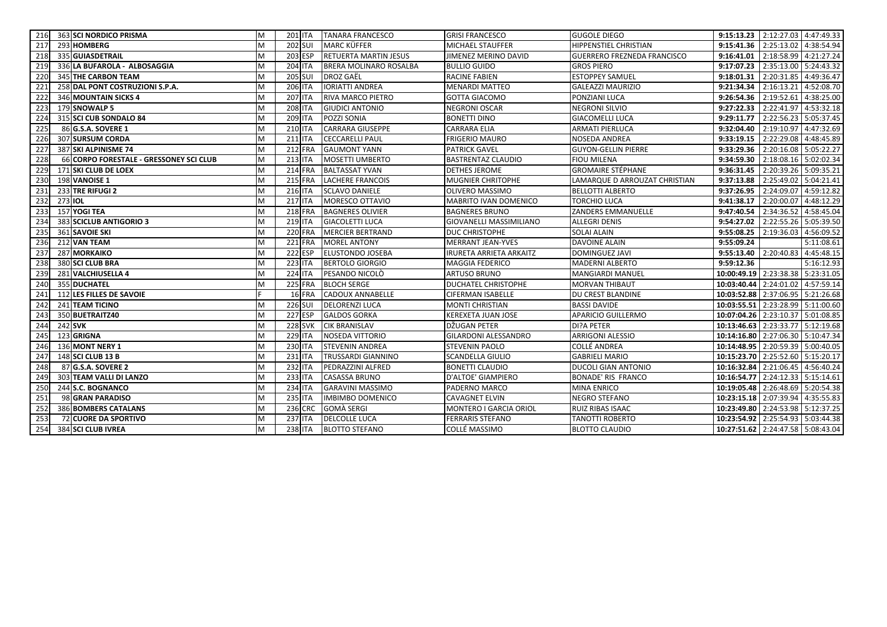| | | | | | | | | | | | | |
|---|---|---|---|---|---|---|---|---|---|---|---|---|
| 216 | 363 | **SCI NORDICO PRISMA** | M | 201 | ITA | TANARA FRANCESCO | GRISI FRANCESCO | GUGOLE DIEGO | **9:15:13.23** | 2:12:27.03 | 4:47:49.33 |
| 217 | 293 | **HOMBERG** | M | 202 | SUI | MARC KÜFFER | MICHAEL STAUFFER | HIPPENSTIEL CHRISTIAN | **9:15:41.36** | 2:25:13.02 | 4:38:54.94 |
| 218 | 335 | **GUIASDETRAIL** | M | 203 | ESP | RETUERTA MARTIN JESUS | JIMENEZ MERINO DAVID | GUERRERO FREZNEDA FRANCISCO | **9:16:41.01** | 2:18:58.99 | 4:21:27.24 |
| 219 | 336 | **LA BUFAROLA - ALBOSAGGIA** | M | 204 | ITA | BRERA MOLINARO ROSALBA | BULLIO GUIDO | GROS PIERO | **9:17:07.23** | 2:35:13.00 | 5:24:43.32 |
| 220 | 345 | **THE CARBON TEAM** | M | 205 | SUI | DROZ GAËL | RACINE FABIEN | ESTOPPEY SAMUEL | **9:18:01.31** | 2:20:31.85 | 4:49:36.47 |
| 221 | 258 | **DAL PONT COSTRUZIONI S.P.A.** | M | 206 | ITA | IORIATTI ANDREA | MENARDI MATTEO | GALEAZZI MAURIZIO | **9:21:34.34** | 2:16:13.21 | 4:52:08.70 |
| 222 | 346 | **MOUNTAIN SICKS 4** | M | 207 | ITA | RIVA MARCO PIETRO | GOTTA GIACOMO | PONZIANI LUCA | **9:26:54.36** | 2:19:52.61 | 4:38:25.00 |
| 223 | 179 | **SNOWALP 5** | M | 208 | ITA | GIUDICI ANTONIO | NEGRONI OSCAR | NEGRONI SILVIO | **9:27:22.33** | 2:22:41.97 | 4:53:32.18 |
| 224 | 315 | **SCI CUB SONDALO 84** | M | 209 | ITA | POZZI SONIA | BONETTI DINO | GIACOMELLI LUCA | **9:29:11.77** | 2:22:56.23 | 5:05:37.45 |
| 225 | 86 | **G.S.A. SOVERE 1** | M | 210 | ITA | CARRARA GIUSEPPE | CARRARA ELIA | ARMATI PIERLUCA | **9:32:04.40** | 2:19:10.97 | 4:47:32.69 |
| 226 | 307 | **SURSUM CORDA** | M | 211 | ITA | CECCARELLI PAUL | FRIGERIO MAURO | NOSEDA ANDREA | **9:33:19.15** | 2:22:29.08 | 4:48:45.89 |
| 227 | 387 | **SKI ALPINISME 74** | M | 212 | FRA | GAUMONT YANN | PATRICK GAVEL | GUYON-GELLIN PIERRE | **9:33:29.36** | 2:20:16.08 | 5:05:22.27 |
| 228 | 66 | **CORPO FORESTALE - GRESSONEY SCI CLUB** | M | 213 | ITA | MOSETTI UMBERTO | BASTRENTAZ CLAUDIO | FIOU MILENA | **9:34:59.30** | 2:18:08.16 | 5:02:02.34 |
| 229 | 171 | **SKI CLUB DE LOEX** | M | 214 | FRA | BALTASSAT YVAN | DETHES JEROME | GROMAIRE STÉPHANE | **9:36:31.45** | 2:20:39.26 | 5:09:35.21 |
| 230 | 198 | **VANOISE 1** | M | 215 | FRA | LACHERE FRANCOIS | MUGNIER CHRITOPHE | LAMARQUE D ARROUZAT CHRISTIAN | **9:37:13.88** | 2:25:49.02 | 5:04:21.41 |
| 231 | 233 | **TRE RIFUGI 2** | M | 216 | ITA | SCLAVO DANIELE | OLIVERO MASSIMO | BELLOTTI ALBERTO | **9:37:26.95** | 2:24:09.07 | 4:59:12.82 |
| 232 | 273 | **IOL** | M | 217 | ITA | MORESCO OTTAVIO | MABRITO IVAN DOMENICO | TORCHIO LUCA | **9:41:38.17** | 2:20:00.07 | 4:48:12.29 |
| 233 | 157 | **YOGI TEA** | M | 218 | FRA | BAGNERES OLIVIER | BAGNERES BRUNO | ZANDERS EMMANUELLE | **9:47:40.54** | 2:34:36.52 | 4:58:45.04 |
| 234 | 383 | **SCICLUB ANTIGORIO 3** | M | 219 | ITA | GIACOLETTI LUCA | GIOVANELLI MASSIMILIANO | ALLEGRI DENIS | **9:54:27.02** | 2:22:55.26 | 5:05:39.50 |
| 235 | 361 | **SAVOIE SKI** | M | 220 | FRA | MERCIER BERTRAND | DUC CHRISTOPHE | SOLAI ALAIN | **9:55:08.25** | 2:19:36.03 | 4:56:09.52 |
| 236 | 212 | **VAN TEAM** | M | 221 | FRA | MOREL ANTONY | MERRANT JEAN-YVES | DAVOINE ALAIN | **9:55:09.24** | | 5:11:08.61 |
| 237 | 287 | **MORKAIKO** | M | 222 | ESP | ELUSTONDO JOSEBA | IRURETA ARRIETA ARKAITZ | DOMINGUEZ JAVI | **9:55:13.40** | 2:20:40.83 | 4:45:48.15 |
| 238 | 380 | **SCI CLUB BRA** | M | 223 | ITA | BERTOLO GIORGIO | MAGGIA FEDERICO | MADERNI ALBERTO | **9:59:12.36** | | 5:16:12.93 |
| 239 | 281 | **VALCHIUSELLA 4** | M | 224 | ITA | PESANDO NICOLÒ | ARTUSO BRUNO | MANGIARDI MANUEL | **10:00:49.19** | 2:23:38.38 | 5:23:31.05 |
| 240 | 355 | **DUCHATEL** | M | 225 | FRA | BLOCH SERGE | DUCHATEL CHRISTOPHE | MORVAN THIBAUT | **10:03:40.44** | 2:24:01.02 | 4:57:59.14 |
| 241 | 112 | **LES FILLES DE SAVOIE** | F | 16 | FRA | CADOUX ANNABELLE | CIFERMAN ISABELLE | DU CREST BLANDINE | **10:03:52.88** | 2:37:06.95 | 5:21:26.68 |
| 242 | 241 | **TEAM TICINO** | M | 226 | SUI | DELORENZI LUCA | MONTI CHRISTIAN | BASSI DAVIDE | **10:03:55.51** | 2:23:28.99 | 5:11:00.60 |
| 243 | 350 | **BUETRAITZ40** | M | 227 | ESP | GALDOS GORKA | KEREXETA JUAN JOSE | APARICIO GUILLERMO | **10:07:04.26** | 2:23:10.37 | 5:01:08.85 |
| 244 | 242 | **SVK** | M | 228 | SVK | CIK BRANISLAV | DŽUGAN PETER | DI?A PETER | **10:13:46.63** | 2:23:33.77 | 5:12:19.68 |
| 245 | 123 | **GRIGNA** | M | 229 | ITA | NOSEDA VITTORIO | GILARDONI ALESSANDRO | ARRIGONI ALESSIO | **10:14:16.80** | 2:27:06.30 | 5:10:47.34 |
| 246 | 136 | **MONT NERY 1** | M | 230 | ITA | STEVENIN ANDREA | STEVENIN PAOLO | COLLÉ ANDREA | **10:14:48.95** | 2:20:59.39 | 5:00:40.05 |
| 247 | 148 | **SCI CLUB 13 B** | M | 231 | ITA | TRUSSARDI GIANNINO | SCANDELLA GIULIO | GABRIELI MARIO | **10:15:23.70** | 2:25:52.60 | 5:15:20.17 |
| 248 | 87 | **G.S.A. SOVERE 2** | M | 232 | ITA | PEDRAZZINI ALFRED | BONETTI CLAUDIO | DUCOLI GIAN ANTONIO | **10:16:32.84** | 2:21:06.45 | 4:56:40.24 |
| 249 | 303 | **TEAM VALLI DI LANZO** | M | 233 | ITA | CASASSA BRUNO | D'ALTOE' GIAMPIERO | BONADE' RIS FRANCO | **10:16:54.77** | 2:24:12.33 | 5:15:14.61 |
| 250 | 244 | **S.C. BOGNANCO** | M | 234 | ITA | GARAVINI MASSIMO | PADERNO MARCO | MINA ENRICO | **10:19:05.48** | 2:26:48.69 | 5:20:54.38 |
| 251 | 98 | **GRAN PARADISO** | M | 235 | ITA | IMBIMBO DOMENICO | CAVAGNET ELVIN | NEGRO STEFANO | **10:23:15.18** | 2:07:39.94 | 4:35:55.83 |
| 252 | 386 | **BOMBERS CATALANS** | M | 236 | CRC | GOMÀ SERGI | MONTERO I GARCIA ORIOL | RUIZ RIBAS ISAAC | **10:23:49.80** | 2:24:53.98 | 5:12:37.25 |
| 253 | 72 | **CUORE DA SPORTIVO** | M | 237 | ITA | DELCOLLE LUCA | FERRARIS STEFANO | TANOTTI ROBERTO | **10:23:54.92** | 2:25:54.93 | 5:03:44.38 |
| 254 | 384 | **SCI CLUB IVREA** | M | 238 | ITA | BLOTTO STEFANO | COLLÉ MASSIMO | BLOTTO CLAUDIO | **10:27:51.62** | 2:24:47.58 | 5:08:43.04 |